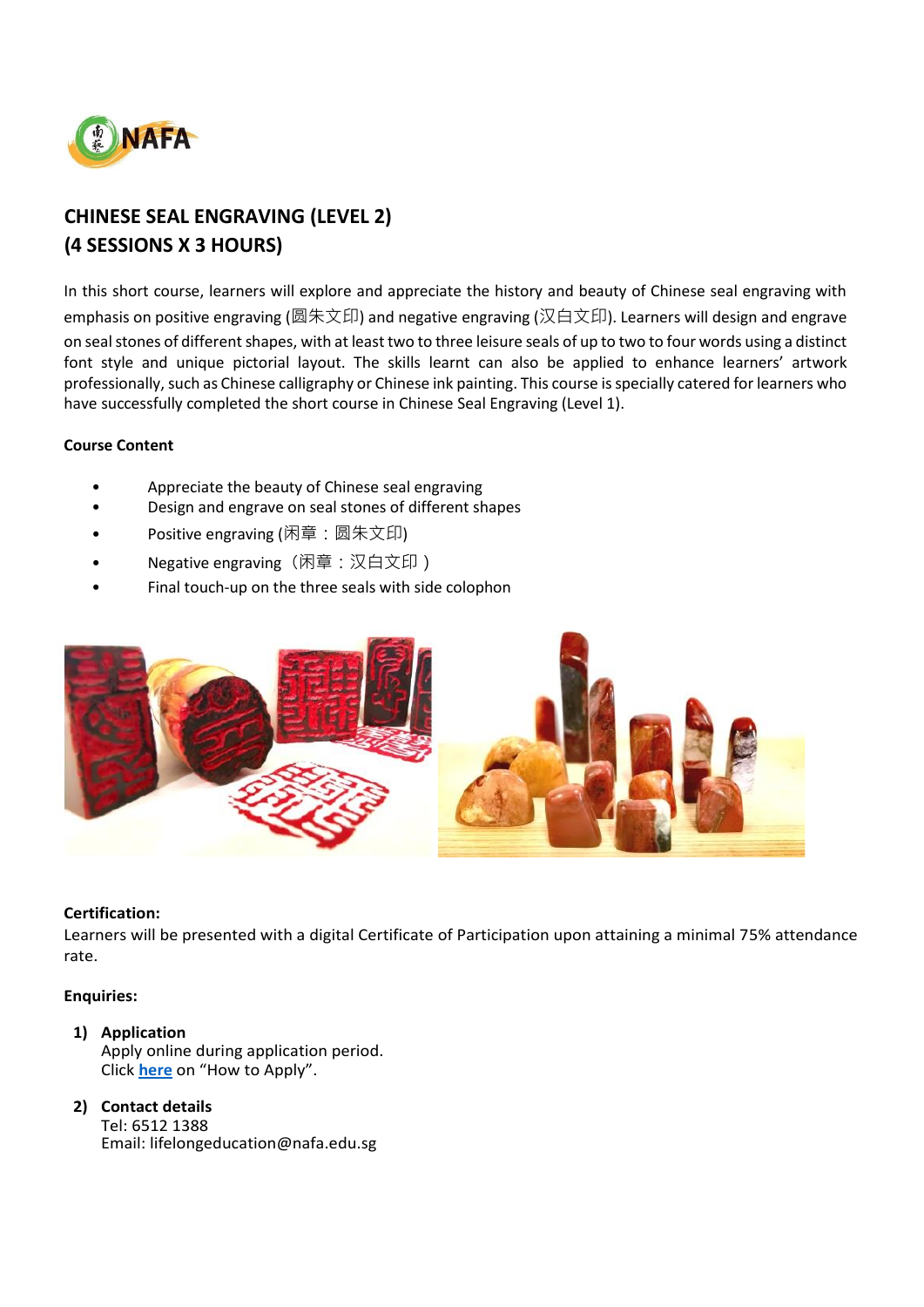# CHINESE SEAL ENGRAVING (LEVEL 2)
# (4 SESSIONS X 3 HOURS)

In this short course, learners will explore and appreciate the history and beauty of Chinese seal engraving with emphasis on positive engraving (圆朱文印) and negative engraving (汉白文印). Learners will design and engrave on seal stones of different shapes, with at least two to three leisure seals of up to two to four words using a distinct font style and unique pictorial layout. The skills learnt can also be applied to enhance learners' artwork professionally, such as Chinese calligraphy or Chinese ink painting. This course is specially catered for learners who have successfully completed the short course in Chinese Seal Engraving (Level 1).

**Course Content**

- Appreciate the beauty of Chinese seal engraving
- Design and engrave on seal stones of different shapes
- Positive engraving (闲章：圆朱文印)
- Negative engraving（闲章：汉白文印）
- Final touch-up on the three seals with side colophon

**Certification:**

Learners will be presented with a digital Certificate of Participation upon attaining a minimal 75% attendance rate.

**Enquiries:**

1) **Application**
   Apply online during application period.
   Click **here** on "How to Apply".

2) **Contact details**
   Tel: 6512 1388
   Email: lifelongeducation@nafa.edu.sg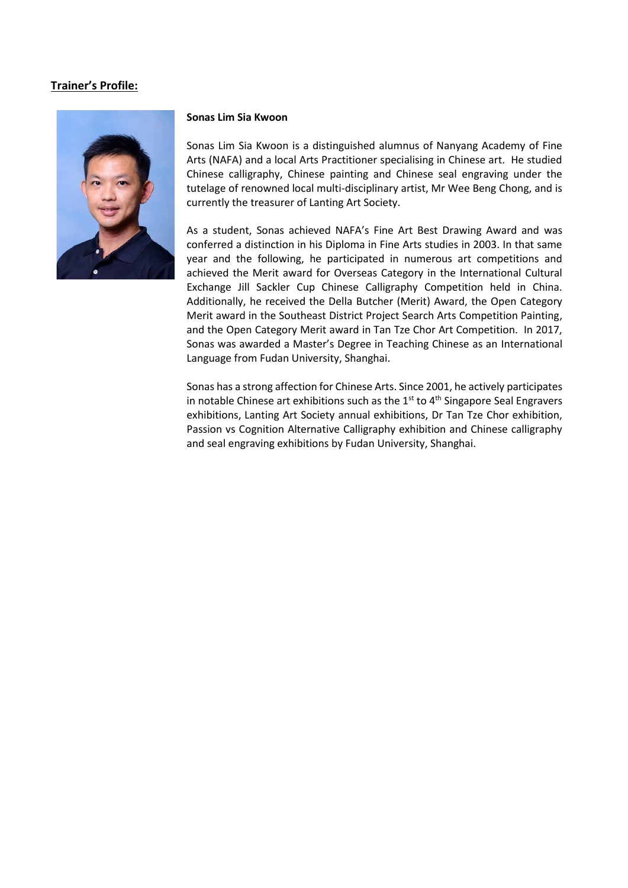**Trainer's Profile:**

**Sonas Lim Sia Kwoon**

Sonas Lim Sia Kwoon is a distinguished alumnus of Nanyang Academy of Fine Arts (NAFA) and a local Arts Practitioner specialising in Chinese art. He studied Chinese calligraphy, Chinese painting and Chinese seal engraving under the tutelage of renowned local multi-disciplinary artist, Mr Wee Beng Chong, and is currently the treasurer of Lanting Art Society.

As a student, Sonas achieved NAFA's Fine Art Best Drawing Award and was conferred a distinction in his Diploma in Fine Arts studies in 2003. In that same year and the following, he participated in numerous art competitions and achieved the Merit award for Overseas Category in the International Cultural Exchange Jill Sackler Cup Chinese Calligraphy Competition held in China. Additionally, he received the Della Butcher (Merit) Award, the Open Category Merit award in the Southeast District Project Search Arts Competition Painting, and the Open Category Merit award in Tan Tze Chor Art Competition. In 2017, Sonas was awarded a Master's Degree in Teaching Chinese as an International Language from Fudan University, Shanghai.

Sonas has a strong affection for Chinese Arts. Since 2001, he actively participates in notable Chinese art exhibitions such as the 1st to 4th Singapore Seal Engravers exhibitions, Lanting Art Society annual exhibitions, Dr Tan Tze Chor exhibition, Passion vs Cognition Alternative Calligraphy exhibition and Chinese calligraphy and seal engraving exhibitions by Fudan University, Shanghai.